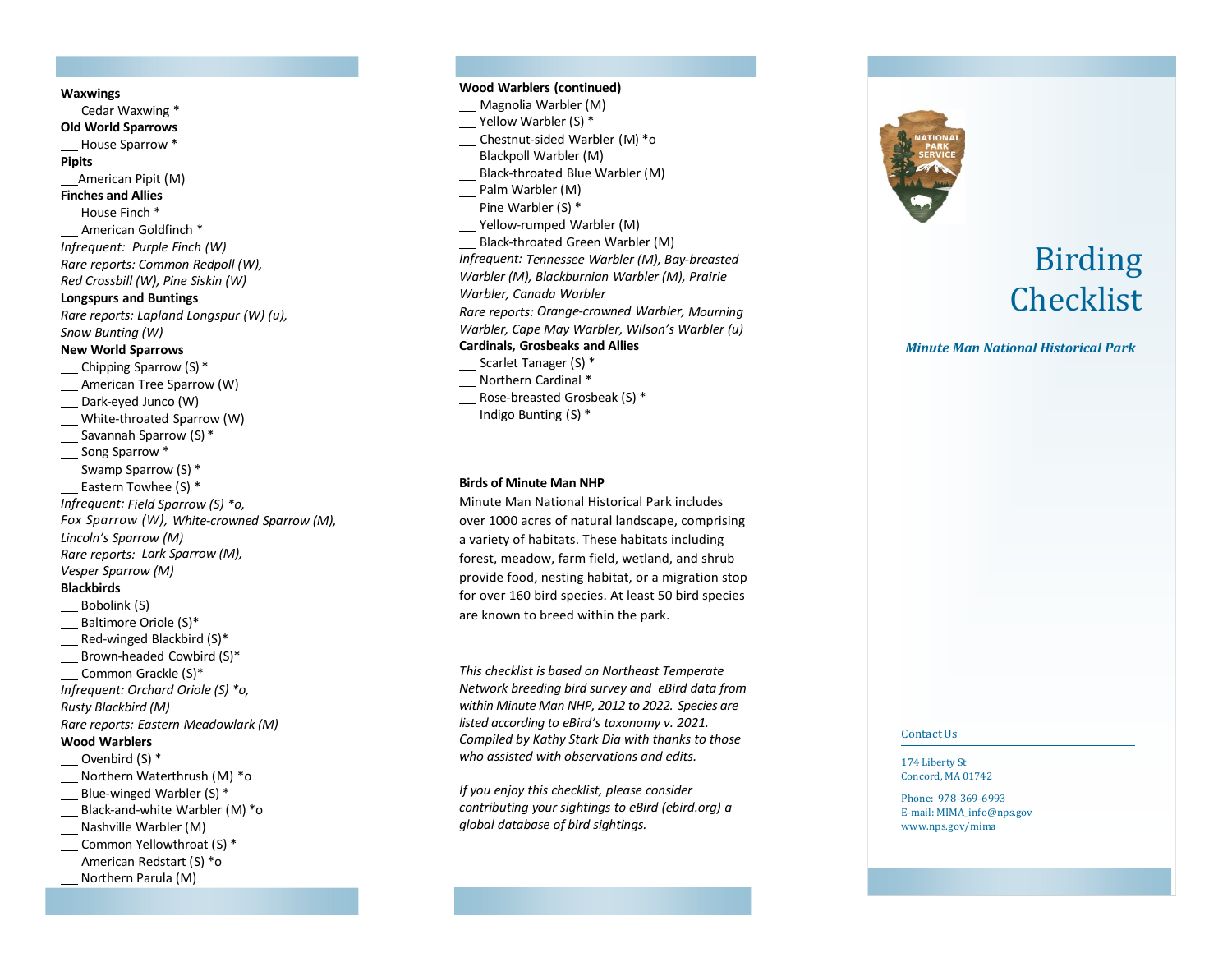**Waxwings**

___ Cedar Waxwing *

**Old World Sparrows**

___ House Sparrow *

**Pipits**

___American Pipit (M)

**Finches and Allies**

___ House Finch *

___ American Goldfinch *

*Infrequent: Purple Finch (W)*

*Rare reports: Common Redpoll (W), Red Crossbill (W), Pine Siskin (W)*

**Longspurs and Buntings**

*Rare reports: Lapland Longspur (W) (u), Snow Bunting (W)*

**New World Sparrows**

___ Chipping Sparrow (S) *

___ American Tree Sparrow (W)

___ Dark-eyed Junco (W)

___ White-throated Sparrow (W)

___ Savannah Sparrow (S) *

___ Song Sparrow *

___ Swamp Sparrow (S) *

___ Eastern Towhee (S) *

*Infrequent: Field Sparrow (S) *o, Fox Sparrow (W), White-crowned Sparrow (M), Lincoln's Sparrow (M)*

*Rare reports: Lark Sparrow (M), Vesper Sparrow (M)*

**Blackbirds**

___ Bobolink (S)

___ Baltimore Oriole (S)*

___ Red-winged Blackbird (S)*

___ Brown-headed Cowbird (S)*

___ Common Grackle (S)*

*Infrequent: Orchard Oriole (S) *o, Rusty Blackbird (M)*

*Rare reports: Eastern Meadowlark (M)*

**Wood Warblers**

___ Ovenbird (S) *

___ Northern Waterthrush (M) *o

___ Blue-winged Warbler (S) *

___ Black-and-white Warbler (M) *o

___ Nashville Warbler (M)

___ Common Yellowthroat (S) *

___ American Redstart (S) *o

___ Northern Parula (M)

**Wood Warblers (continued)**

___ Magnolia Warbler (M)

___ Yellow Warbler (S) *

___ Chestnut-sided Warbler (M) *o

___ Blackpoll Warbler (M)

___ Black-throated Blue Warbler (M)

___ Palm Warbler (M)

___ Pine Warbler (S) *

___ Yellow-rumped Warbler (M)

___ Black-throated Green Warbler (M)

*Infrequent: Tennessee Warbler (M), Bay-breasted Warbler (M), Blackburnian Warbler (M), Prairie Warbler, Canada Warbler*

*Rare reports: Orange-crowned Warbler, Mourning Warbler, Cape May Warbler, Wilson's Warbler (u)*

**Cardinals, Grosbeaks and Allies**

___ Scarlet Tanager (S) *

___ Northern Cardinal *

___ Rose-breasted Grosbeak (S) *

___ Indigo Bunting (S) *

**Birds of Minute Man NHP**

Minute Man National Historical Park includes over 1000 acres of natural landscape, comprising a variety of habitats. These habitats including forest, meadow, farm field, wetland, and shrub provide food, nesting habitat, or a migration stop for over 160 bird species. At least 50 bird species are known to breed within the park.

*This checklist is based on Northeast Temperate Network breeding bird survey and eBird data from within Minute Man NHP, 2012 to 2022. Species are listed according to eBird's taxonomy v. 2021. Compiled by Kathy Stark Dia with thanks to those who assisted with observations and edits.*

*If you enjoy this checklist, please consider contributing your sightings to eBird (ebird.org) a global database of bird sightings.*

NATIONAL PARK SERVICE

# Birding Checklist

*Minute Man National Historical Park*

Contact Us

174 Liberty St
Concord, MA 01742

Phone: 978-369-6993
E-mail: MIMA_info@nps.gov
www.nps.gov/mima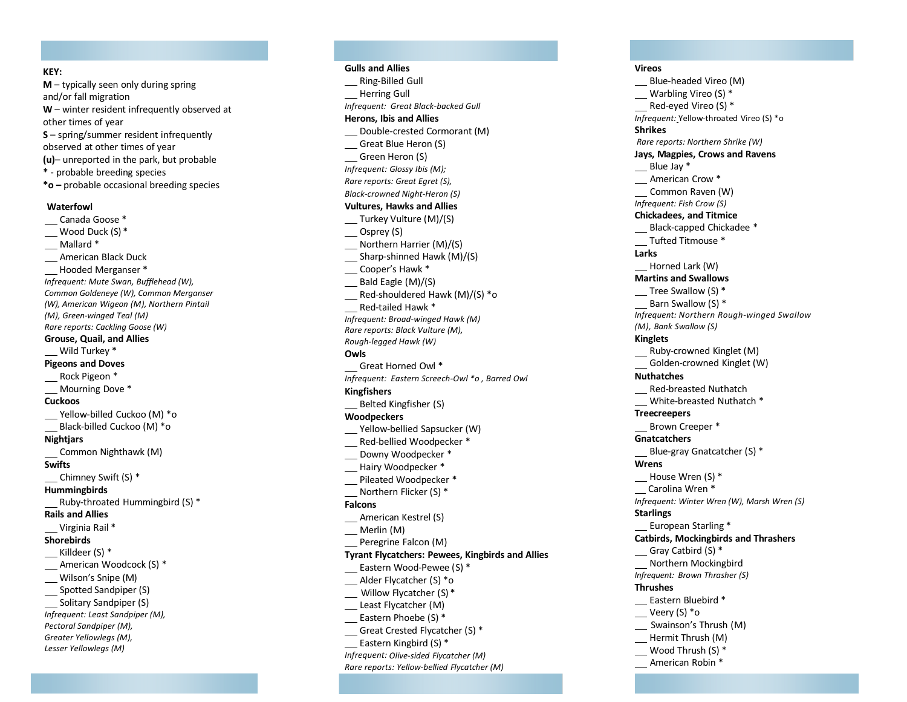**KEY:**

**M** – typically seen only during spring and/or fall migration

**W** – winter resident infrequently observed at other times of year

**S** – spring/summer resident infrequently observed at other times of year

**(u)**– unreported in the park, but probable

**\*** - probable breeding species

**\*o –** probable occasional breeding species

**Waterfowl**

___ Canada Goose *
___ Wood Duck (S) *
___ Mallard *
___ American Black Duck
___ Hooded Merganser *

*Infrequent: Mute Swan, Bufflehead (W), Common Goldeneye (W), Common Merganser (W), American Wigeon (M), Northern Pintail (M), Green-winged Teal (M)*

*Rare reports: Cackling Goose (W)*

**Grouse, Quail, and Allies**

___ Wild Turkey *

**Pigeons and Doves**

___ Rock Pigeon *
___ Mourning Dove *

**Cuckoos**

___ Yellow-billed Cuckoo (M) *o
___ Black-billed Cuckoo (M) *o

**Nightjars**

___ Common Nighthawk (M)

**Swifts**

___ Chimney Swift (S) *

**Hummingbirds**

___ Ruby-throated Hummingbird (S) *

**Rails and Allies**

___ Virginia Rail *

**Shorebirds**

___ Killdeer (S) *
___ American Woodcock (S) *
___ Wilson's Snipe (M)
___ Spotted Sandpiper (S)
___ Solitary Sandpiper (S)

*Infrequent: Least Sandpiper (M), Pectoral Sandpiper (M), Greater Yellowlegs (M), Lesser Yellowlegs (M)*

**Gulls and Allies**

___ Ring-Billed Gull
___ Herring Gull

*Infrequent: Great Black-backed Gull*

**Herons, Ibis and Allies**

___ Double-crested Cormorant (M)
___ Great Blue Heron (S)
___ Green Heron (S)

*Infrequent: Glossy Ibis (M);*

*Rare reports: Great Egret (S), Black-crowned Night-Heron (S)*

**Vultures, Hawks and Allies**

___ Turkey Vulture (M)/(S)
___ Osprey (S)
___ Northern Harrier (M)/(S)
___ Sharp-shinned Hawk (M)/(S)
___ Cooper's Hawk *
___ Bald Eagle (M)/(S)
___ Red-shouldered Hawk (M)/(S) *o
___ Red-tailed Hawk *

*Infrequent: Broad-winged Hawk (M)*

*Rare reports: Black Vulture (M), Rough-legged Hawk (W)*

**Owls**

___ Great Horned Owl *

*Infrequent: Eastern Screech-Owl *o , Barred Owl*

**Kingfishers**

___ Belted Kingfisher (S)

**Woodpeckers**

___ Yellow-bellied Sapsucker (W)
___ Red-bellied Woodpecker *
___ Downy Woodpecker *
___ Hairy Woodpecker *
___ Pileated Woodpecker *
___ Northern Flicker (S) *

**Falcons**

___ American Kestrel (S)
___ Merlin (M)
___ Peregrine Falcon (M)

**Tyrant Flycatchers: Pewees, Kingbirds and Allies**

___ Eastern Wood-Pewee (S) *
___ Alder Flycatcher (S) *o
___ Willow Flycatcher (S) *
___ Least Flycatcher (M)
___ Eastern Phoebe (S) *
___ Great Crested Flycatcher (S) *
___ Eastern Kingbird (S) *

*Infrequent: Olive-sided Flycatcher (M)*

*Rare reports: Yellow-bellied Flycatcher (M)*

**Vireos**

___ Blue-headed Vireo (M)
___ Warbling Vireo (S) *
___ Red-eyed Vireo (S) *

*Infrequent: Yellow-throated Vireo (S) *o*

**Shrikes**

*Rare reports: Northern Shrike (W)*

**Jays, Magpies, Crows and Ravens**

___ Blue Jay *
___ American Crow *
___ Common Raven (W)

*Infrequent: Fish Crow (S)*

**Chickadees, and Titmice**

___ Black-capped Chickadee *
___ Tufted Titmouse *

**Larks**

___ Horned Lark (W)

**Martins and Swallows**

___ Tree Swallow (S) *
___ Barn Swallow (S) *

*Infrequent: Northern Rough-winged Swallow (M), Bank Swallow (S)*

**Kinglets**

___ Ruby-crowned Kinglet (M)
___ Golden-crowned Kinglet (W)

**Nuthatches**

___ Red-breasted Nuthatch
___ White-breasted Nuthatch *

**Treecreepers**

___ Brown Creeper *

**Gnatcatchers**

___ Blue-gray Gnatcatcher (S) *

**Wrens**

___ House Wren (S) *
___ Carolina Wren *

*Infrequent: Winter Wren (W), Marsh Wren (S)*

**Starlings**

___ European Starling *

**Catbirds, Mockingbirds and Thrashers**

___ Gray Catbird (S) *
___ Northern Mockingbird

*Infrequent: Brown Thrasher (S)*

**Thrushes**

___ Eastern Bluebird *
___ Veery (S) *o
___ Swainson's Thrush (M)
___ Hermit Thrush (M)
___ Wood Thrush (S) *
___ American Robin *